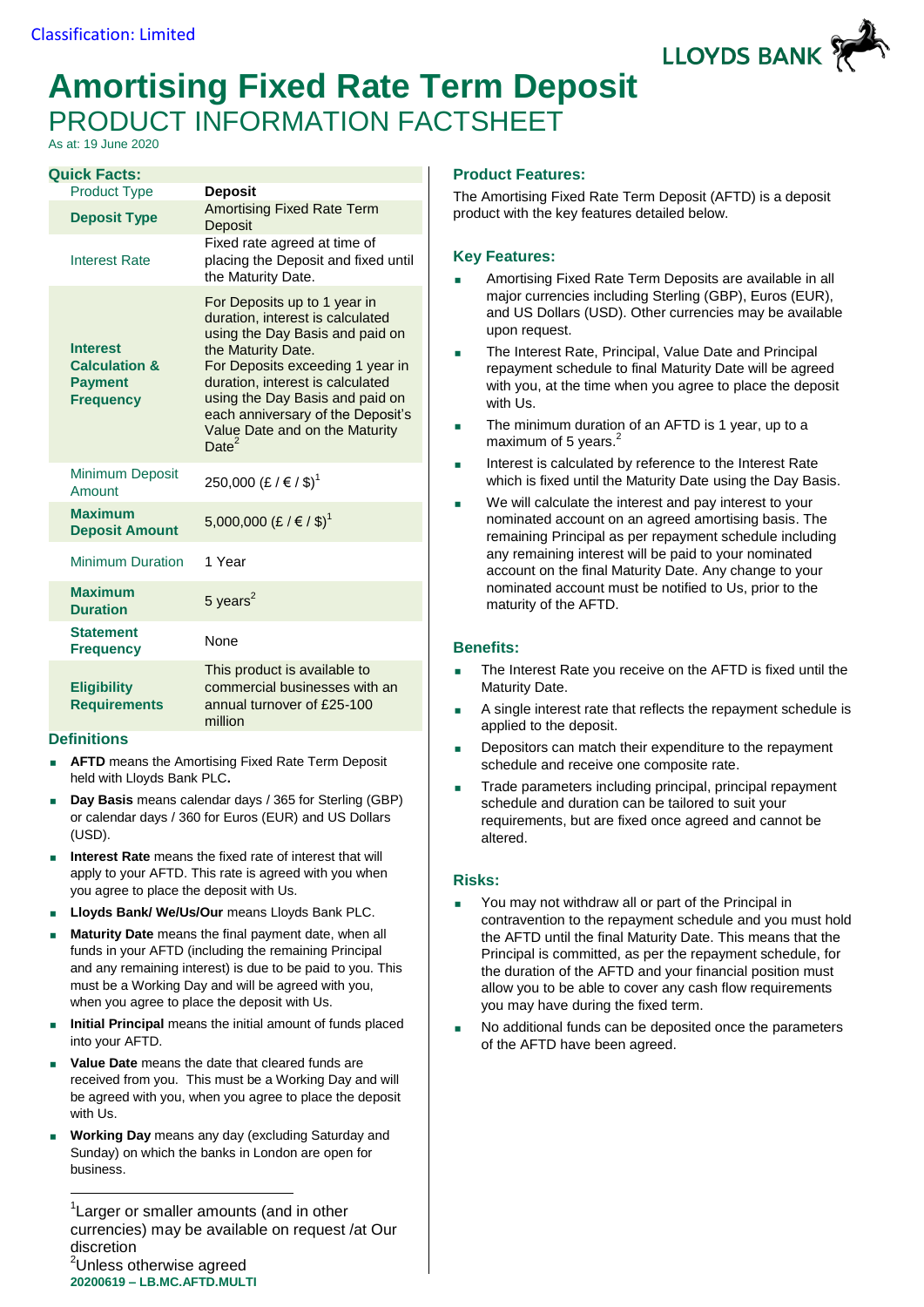Classification: Limited

LLOYDS BANK

# Amortising Fixed Rate Term Deposit

## PRODUCT INFORMATION FACTSHEET

As at: 19 June 2020

### Quick Facts:

| | |
|---|---|
| Product Type | **Deposit** |
| **Deposit Type** | Amortising Fixed Rate Term Deposit |
| Interest Rate | Fixed rate agreed at time of placing the Deposit and fixed until the Maturity Date. |
| **Interest Calculation & Payment Frequency** | For Deposits up to 1 year in duration, interest is calculated using the Day Basis and paid on the Maturity Date. For Deposits exceeding 1 year in duration, interest is calculated using the Day Basis and paid on each anniversary of the Deposit's Value Date and on the Maturity Date[2] |
| Minimum Deposit Amount | 250,000 (£ / € / $)[1] |
| **Maximum Deposit Amount** | 5,000,000 (£ / € / $)[1] |
| Minimum Duration | 1 Year |
| **Maximum Duration** | 5 years[2] |
| **Statement Frequency** | None |
| **Eligibility Requirements** | This product is available to commercial businesses with an annual turnover of £25-100 million |

### Definitions

- **AFTD** means the Amortising Fixed Rate Term Deposit held with Lloyds Bank PLC**.**
- **Day Basis** means calendar days / 365 for Sterling (GBP) or calendar days / 360 for Euros (EUR) and US Dollars (USD).
- **Interest Rate** means the fixed rate of interest that will apply to your AFTD. This rate is agreed with you when you agree to place the deposit with Us.
- **Lloyds Bank/ We/Us/Our** means Lloyds Bank PLC.
- **Maturity Date** means the final payment date, when all funds in your AFTD (including the remaining Principal and any remaining interest) is due to be paid to you. This must be a Working Day and will be agreed with you, when you agree to place the deposit with Us.
- **Initial Principal** means the initial amount of funds placed into your AFTD.
- **Value Date** means the date that cleared funds are received from you. This must be a Working Day and will be agreed with you, when you agree to place the deposit with Us.
- **Working Day** means any day (excluding Saturday and Sunday) on which the banks in London are open for business.

[1]Larger or smaller amounts (and in other currencies) may be available on request /at Our discretion

[2]Unless otherwise agreed

### Product Features:

The Amortising Fixed Rate Term Deposit (AFTD) is a deposit product with the key features detailed below.

### Key Features:

- Amortising Fixed Rate Term Deposits are available in all major currencies including Sterling (GBP), Euros (EUR), and US Dollars (USD). Other currencies may be available upon request.
- The Interest Rate, Principal, Value Date and Principal repayment schedule to final Maturity Date will be agreed with you, at the time when you agree to place the deposit with Us.
- The minimum duration of an AFTD is 1 year, up to a maximum of 5 years.[2]
- Interest is calculated by reference to the Interest Rate which is fixed until the Maturity Date using the Day Basis.
- We will calculate the interest and pay interest to your nominated account on an agreed amortising basis. The remaining Principal as per repayment schedule including any remaining interest will be paid to your nominated account on the final Maturity Date. Any change to your nominated account must be notified to Us, prior to the maturity of the AFTD.

### Benefits:

- The Interest Rate you receive on the AFTD is fixed until the Maturity Date.
- A single interest rate that reflects the repayment schedule is applied to the deposit.
- Depositors can match their expenditure to the repayment schedule and receive one composite rate.
- Trade parameters including principal, principal repayment schedule and duration can be tailored to suit your requirements, but are fixed once agreed and cannot be altered.

### Risks:

- You may not withdraw all or part of the Principal in contravention to the repayment schedule and you must hold the AFTD until the final Maturity Date. This means that the Principal is committed, as per the repayment schedule, for the duration of the AFTD and your financial position must allow you to be able to cover any cash flow requirements you may have during the fixed term.
- No additional funds can be deposited once the parameters of the AFTD have been agreed.

**20200619 – LB.MC.AFTD.MULTI**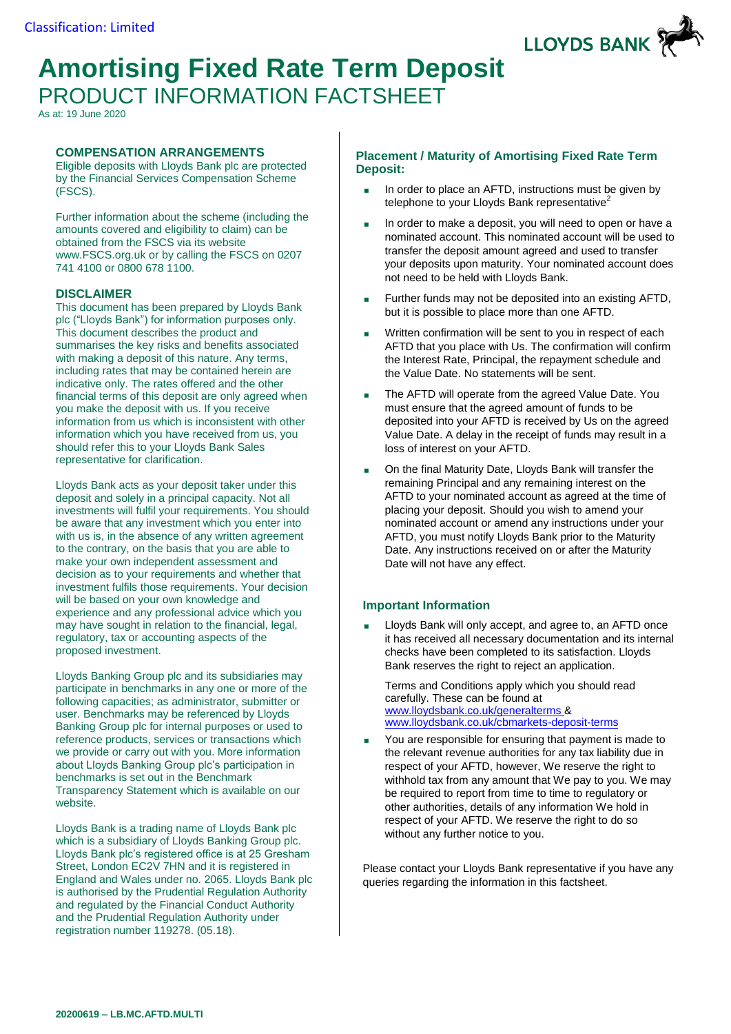Classification: Limited

# Amortising Fixed Rate Term Deposit

## PRODUCT INFORMATION FACTSHEET

As at: 19 June 2020

### COMPENSATION ARRANGEMENTS

Eligible deposits with Lloyds Bank plc are protected by the Financial Services Compensation Scheme (FSCS).

Further information about the scheme (including the amounts covered and eligibility to claim) can be obtained from the FSCS via its website www.FSCS.org.uk or by calling the FSCS on 0207 741 4100 or 0800 678 1100.

### DISCLAIMER

This document has been prepared by Lloyds Bank plc ("Lloyds Bank") for information purposes only. This document describes the product and summarises the key risks and benefits associated with making a deposit of this nature. Any terms, including rates that may be contained herein are indicative only. The rates offered and the other financial terms of this deposit are only agreed when you make the deposit with us. If you receive information from us which is inconsistent with other information which you have received from us, you should refer this to your Lloyds Bank Sales representative for clarification.

Lloyds Bank acts as your deposit taker under this deposit and solely in a principal capacity. Not all investments will fulfil your requirements. You should be aware that any investment which you enter into with us is, in the absence of any written agreement to the contrary, on the basis that you are able to make your own independent assessment and decision as to your requirements and whether that investment fulfils those requirements. Your decision will be based on your own knowledge and experience and any professional advice which you may have sought in relation to the financial, legal, regulatory, tax or accounting aspects of the proposed investment.

Lloyds Banking Group plc and its subsidiaries may participate in benchmarks in any one or more of the following capacities; as administrator, submitter or user. Benchmarks may be referenced by Lloyds Banking Group plc for internal purposes or used to reference products, services or transactions which we provide or carry out with you. More information about Lloyds Banking Group plc's participation in benchmarks is set out in the Benchmark Transparency Statement which is available on our website.

Lloyds Bank is a trading name of Lloyds Bank plc which is a subsidiary of Lloyds Banking Group plc. Lloyds Bank plc's registered office is at 25 Gresham Street, London EC2V 7HN and it is registered in England and Wales under no. 2065. Lloyds Bank plc is authorised by the Prudential Regulation Authority and regulated by the Financial Conduct Authority and the Prudential Regulation Authority under registration number 119278. (05.18).

### Placement / Maturity of Amortising Fixed Rate Term Deposit:

- In order to place an AFTD, instructions must be given by telephone to your Lloyds Bank representative[2]
- In order to make a deposit, you will need to open or have a nominated account. This nominated account will be used to transfer the deposit amount agreed and used to transfer your deposits upon maturity. Your nominated account does not need to be held with Lloyds Bank.
- Further funds may not be deposited into an existing AFTD, but it is possible to place more than one AFTD.
- Written confirmation will be sent to you in respect of each AFTD that you place with Us. The confirmation will confirm the Interest Rate, Principal, the repayment schedule and the Value Date. No statements will be sent.
- The AFTD will operate from the agreed Value Date. You must ensure that the agreed amount of funds to be deposited into your AFTD is received by Us on the agreed Value Date. A delay in the receipt of funds may result in a loss of interest on your AFTD.
- On the final Maturity Date, Lloyds Bank will transfer the remaining Principal and any remaining interest on the AFTD to your nominated account as agreed at the time of placing your deposit. Should you wish to amend your nominated account or amend any instructions under your AFTD, you must notify Lloyds Bank prior to the Maturity Date. Any instructions received on or after the Maturity Date will not have any effect.

### Important Information

- Lloyds Bank will only accept, and agree to, an AFTD once it has received all necessary documentation and its internal checks have been completed to its satisfaction. Lloyds Bank reserves the right to reject an application.

  Terms and Conditions apply which you should read carefully. These can be found at www.lloydsbank.co.uk/generalterms & www.lloydsbank.co.uk/cbmarkets-deposit-terms

- You are responsible for ensuring that payment is made to the relevant revenue authorities for any tax liability due in respect of your AFTD, however, We reserve the right to withhold tax from any amount that We pay to you. We may be required to report from time to time to regulatory or other authorities, details of any information We hold in respect of your AFTD. We reserve the right to do so without any further notice to you.

Please contact your Lloyds Bank representative if you have any queries regarding the information in this factsheet.

20200619 – LB.MC.AFTD.MULTI